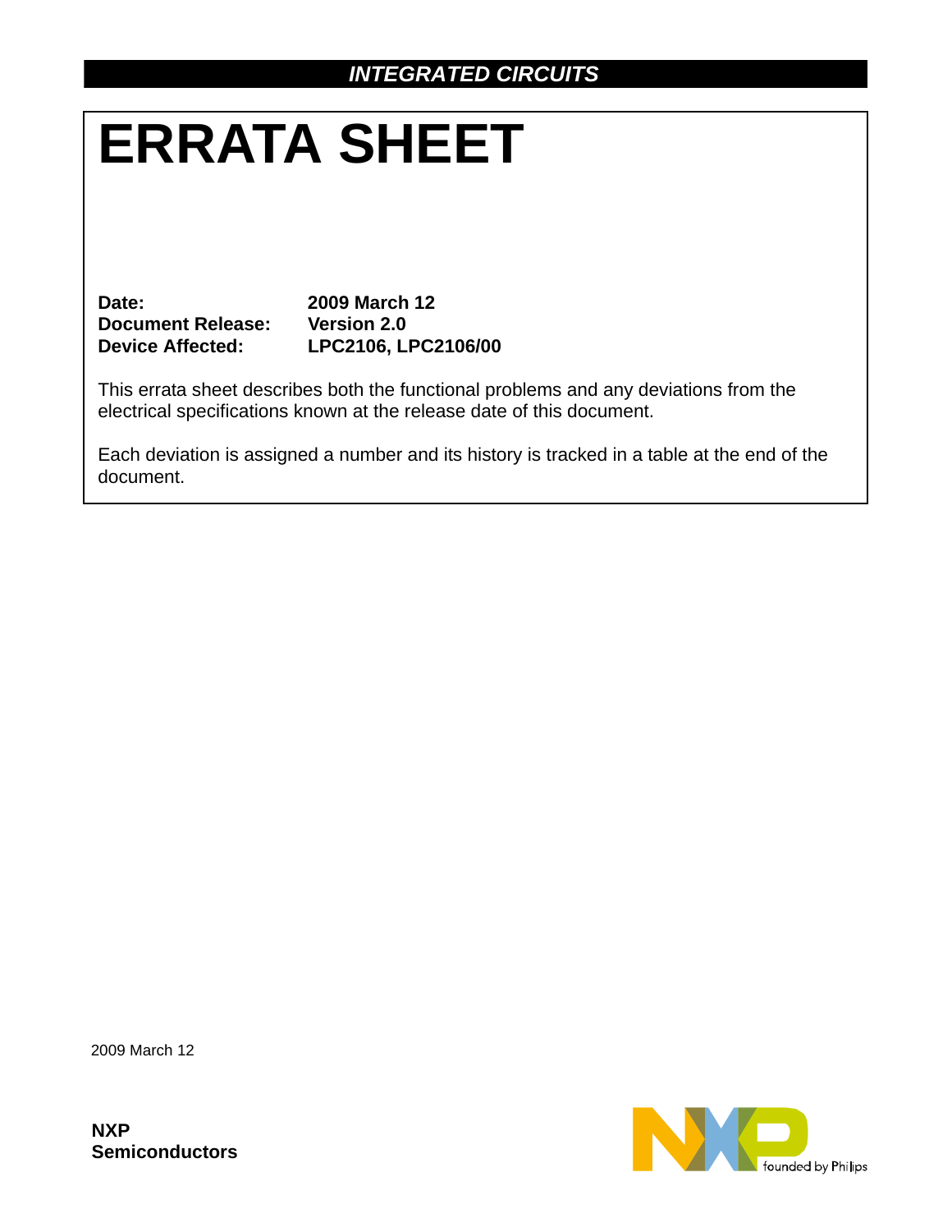*INTEGRATED CIRCUITS*

# ERRATA SHEET

**Date:** 2009 March 12
**Document Release:** Version 2.0
**Device Affected:** LPC2106, LPC2106/00

This errata sheet describes both the functional problems and any deviations from the electrical specifications known at the release date of this document.

Each deviation is assigned a number and its history is tracked in a table at the end of the document.

2009 March 12

**NXP Semiconductors**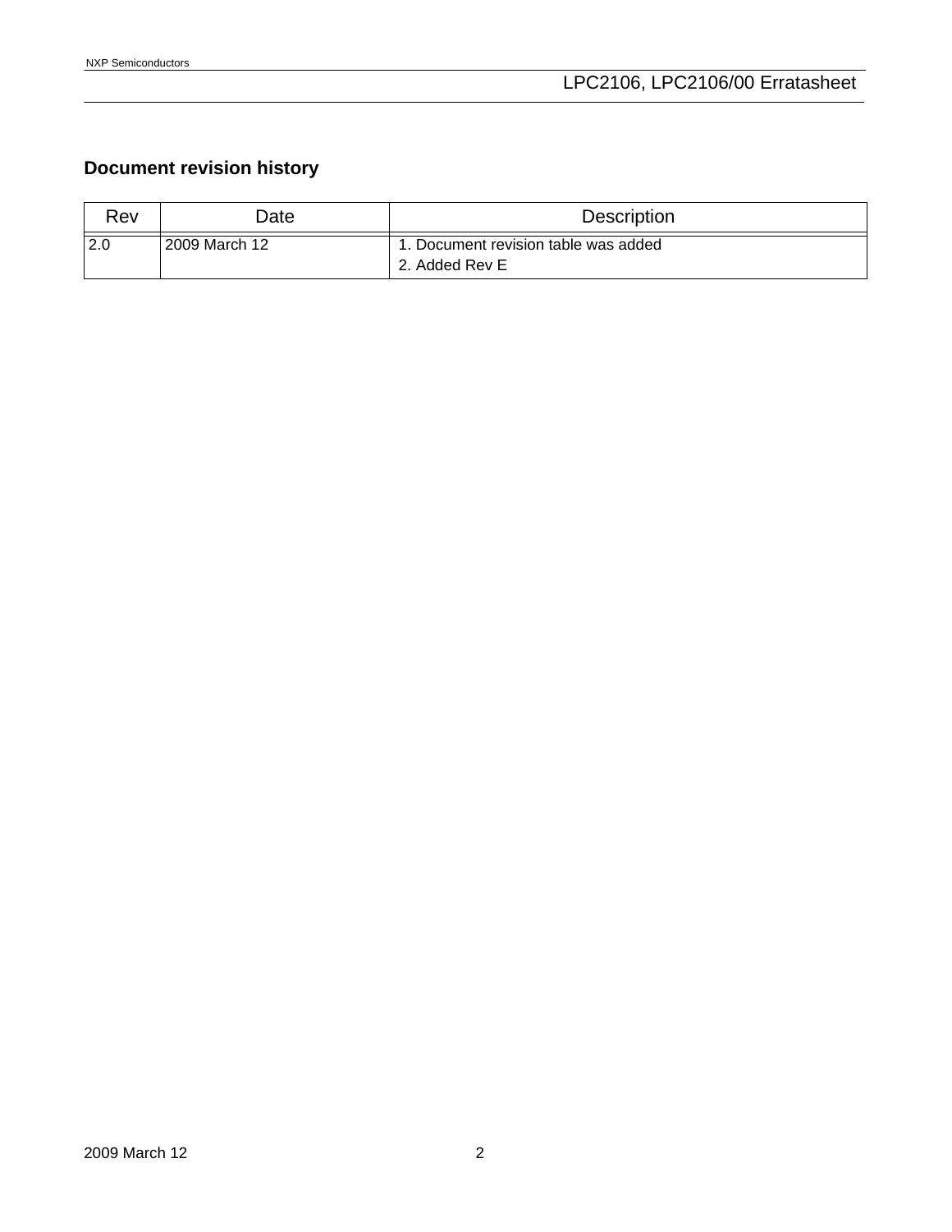## Document revision history

| Rev | Date | Description |
|---|---|---|
| 2.0 | 2009 March 12 | 1. Document revision table was added<br>2. Added Rev E |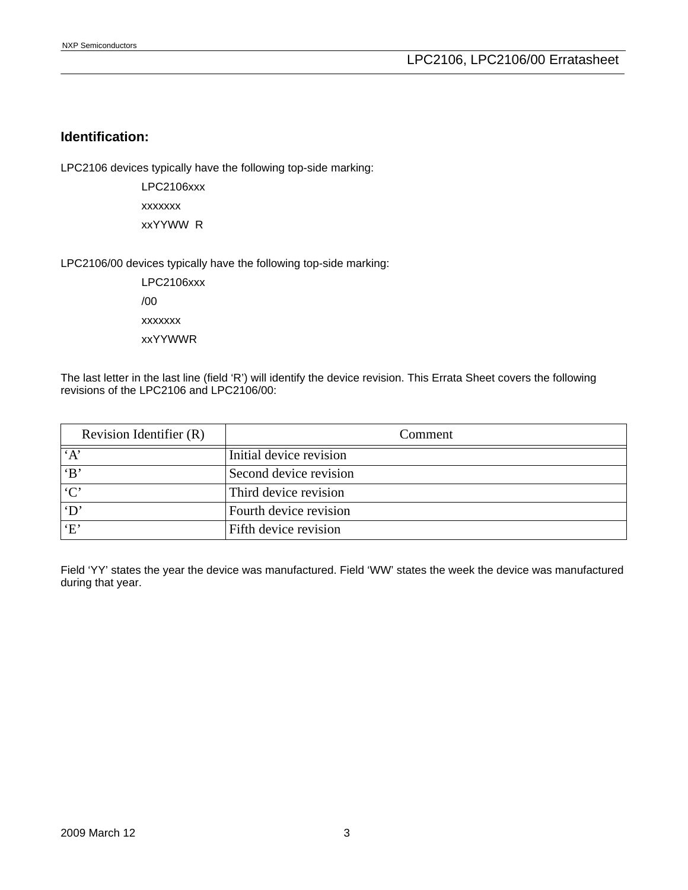## Identification:

LPC2106 devices typically have the following top-side marking:

LPC2106xxx

xxxxxxx

xxYYWW  R

LPC2106/00 devices typically have the following top-side marking:

LPC2106xxx

/00

xxxxxxx

xxYYWWR

The last letter in the last line (field 'R') will identify the device revision. This Errata Sheet covers the following revisions of the LPC2106 and LPC2106/00:

| Revision Identifier (R) | Comment |
|---|---|
| 'A' | Initial device revision |
| 'B' | Second device revision |
| 'C' | Third device revision |
| 'D' | Fourth device revision |
| 'E' | Fifth device revision |

Field 'YY' states the year the device was manufactured. Field 'WW' states the week the device was manufactured during that year.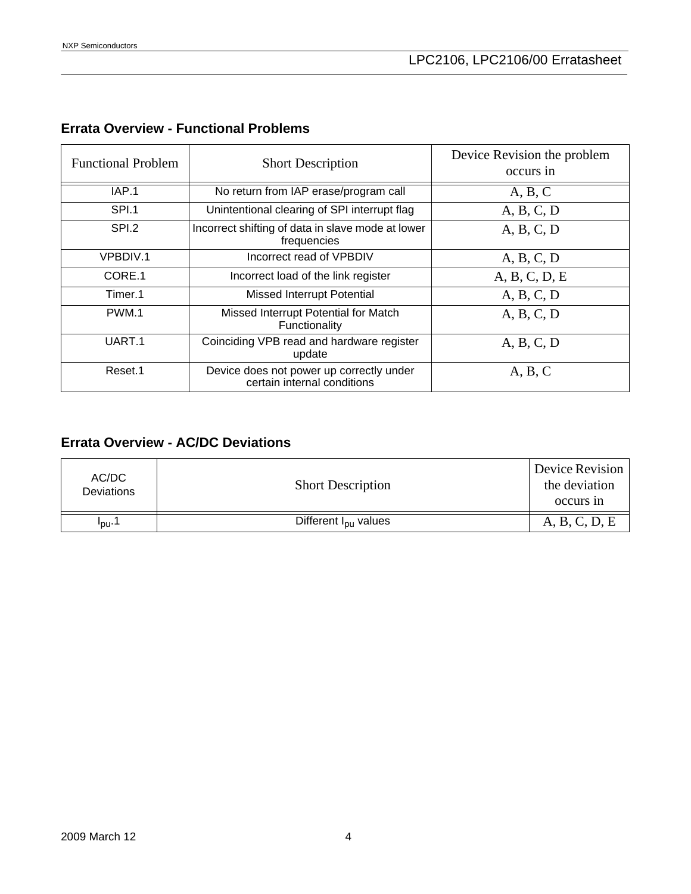## Errata Overview - Functional Problems

| Functional Problem | Short Description | Device Revision the problem occurs in |
|---|---|---|
| IAP.1 | No return from IAP erase/program call | A, B, C |
| SPI.1 | Unintentional clearing of SPI interrupt flag | A, B, C, D |
| SPI.2 | Incorrect shifting of data in slave mode at lower frequencies | A, B, C, D |
| VPBDIV.1 | Incorrect read of VPBDIV | A, B, C, D |
| CORE.1 | Incorrect load of the link register | A, B, C, D, E |
| Timer.1 | Missed Interrupt Potential | A, B, C, D |
| PWM.1 | Missed Interrupt Potential for Match Functionality | A, B, C, D |
| UART.1 | Coinciding VPB read and hardware register update | A, B, C, D |
| Reset.1 | Device does not power up correctly under certain internal conditions | A, B, C |

## Errata Overview - AC/DC Deviations

| AC/DC Deviations | Short Description | Device Revision the deviation occurs in |
|---|---|---|
| $I_{pu}$.1 | Different $I_{pu}$ values | A, B, C, D, E |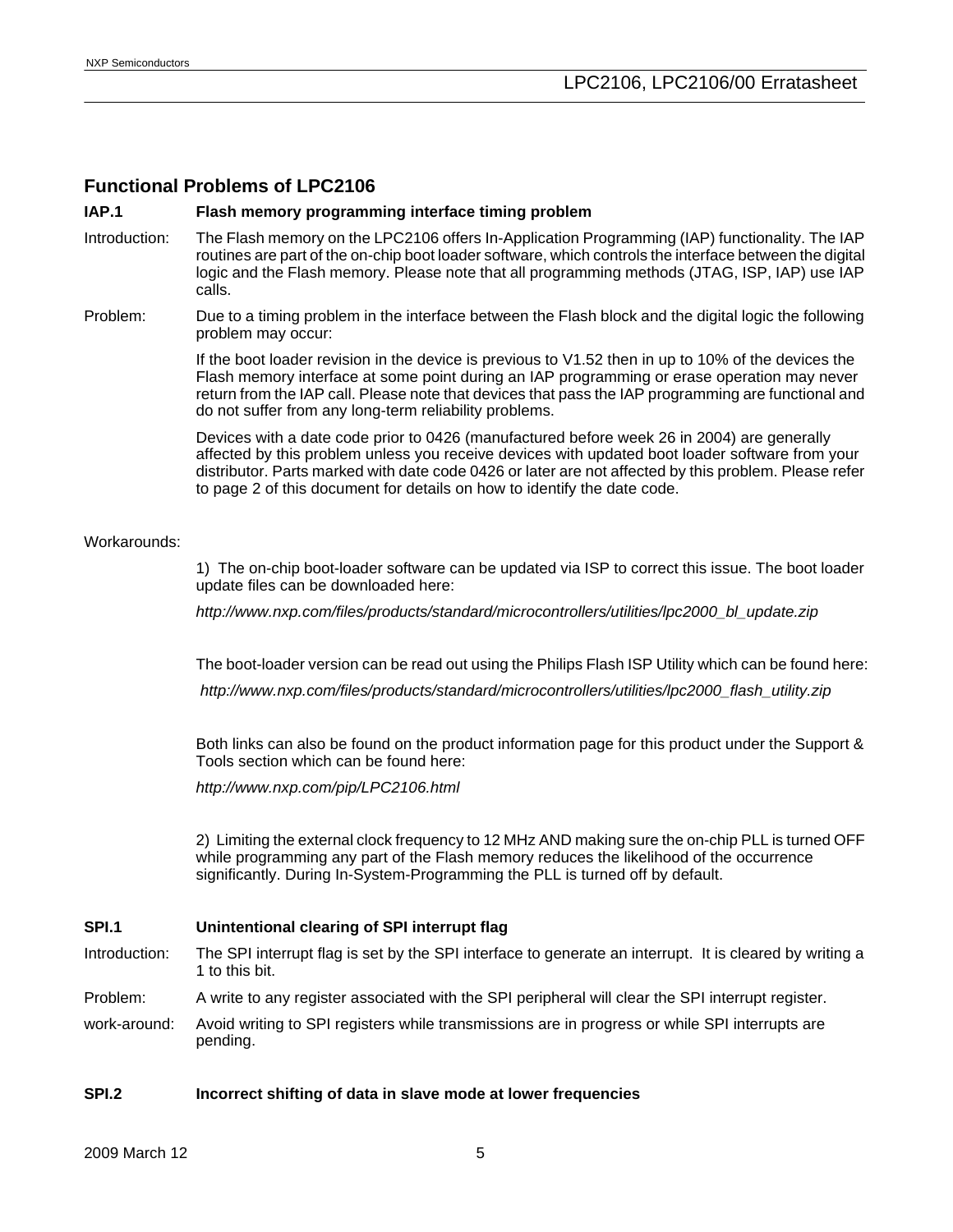## Functional Problems of LPC2106

### IAP.1 Flash memory programming interface timing problem

Introduction: The Flash memory on the LPC2106 offers In-Application Programming (IAP) functionality. The IAP routines are part of the on-chip boot loader software, which controls the interface between the digital logic and the Flash memory. Please note that all programming methods (JTAG, ISP, IAP) use IAP calls.

Problem: Due to a timing problem in the interface between the Flash block and the digital logic the following problem may occur:

If the boot loader revision in the device is previous to V1.52 then in up to 10% of the devices the Flash memory interface at some point during an IAP programming or erase operation may never return from the IAP call. Please note that devices that pass the IAP programming are functional and do not suffer from any long-term reliability problems.

Devices with a date code prior to 0426 (manufactured before week 26 in 2004) are generally affected by this problem unless you receive devices with updated boot loader software from your distributor. Parts marked with date code 0426 or later are not affected by this problem. Please refer to page 2 of this document for details on how to identify the date code.

Workarounds:

1) The on-chip boot-loader software can be updated via ISP to correct this issue. The boot loader update files can be downloaded here:

*http://www.nxp.com/files/products/standard/microcontrollers/utilities/lpc2000_bl_update.zip*

The boot-loader version can be read out using the Philips Flash ISP Utility which can be found here:

*http://www.nxp.com/files/products/standard/microcontrollers/utilities/lpc2000_flash_utility.zip*

Both links can also be found on the product information page for this product under the Support & Tools section which can be found here:

*http://www.nxp.com/pip/LPC2106.html*

2) Limiting the external clock frequency to 12 MHz AND making sure the on-chip PLL is turned OFF while programming any part of the Flash memory reduces the likelihood of the occurrence significantly. During In-System-Programming the PLL is turned off by default.

### SPI.1 Unintentional clearing of SPI interrupt flag

Introduction: The SPI interrupt flag is set by the SPI interface to generate an interrupt. It is cleared by writing a 1 to this bit.

Problem: A write to any register associated with the SPI peripheral will clear the SPI interrupt register.

work-around: Avoid writing to SPI registers while transmissions are in progress or while SPI interrupts are pending.

### SPI.2 Incorrect shifting of data in slave mode at lower frequencies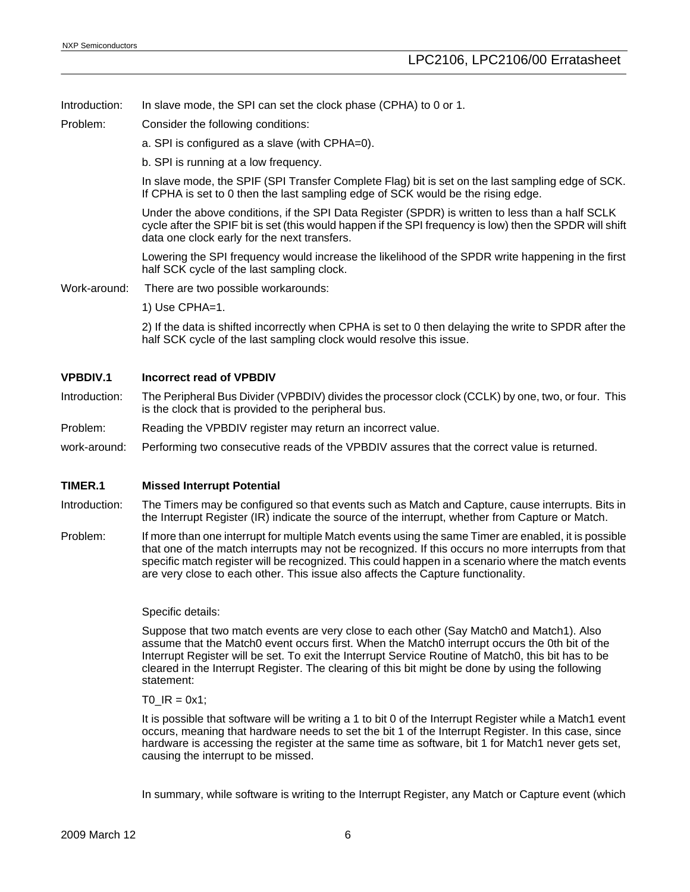Introduction: In slave mode, the SPI can set the clock phase (CPHA) to 0 or 1.

Problem: Consider the following conditions:

a. SPI is configured as a slave (with CPHA=0).

b. SPI is running at a low frequency.

In slave mode, the SPIF (SPI Transfer Complete Flag) bit is set on the last sampling edge of SCK. If CPHA is set to 0 then the last sampling edge of SCK would be the rising edge.

Under the above conditions, if the SPI Data Register (SPDR) is written to less than a half SCLK cycle after the SPIF bit is set (this would happen if the SPI frequency is low) then the SPDR will shift data one clock early for the next transfers.

Lowering the SPI frequency would increase the likelihood of the SPDR write happening in the first half SCK cycle of the last sampling clock.

Work-around: There are two possible workarounds:

1) Use CPHA=1.

2) If the data is shifted incorrectly when CPHA is set to 0 then delaying the write to SPDR after the half SCK cycle of the last sampling clock would resolve this issue.

## VPBDIV.1 Incorrect read of VPBDIV

Introduction: The Peripheral Bus Divider (VPBDIV) divides the processor clock (CCLK) by one, two, or four. This is the clock that is provided to the peripheral bus.

Problem: Reading the VPBDIV register may return an incorrect value.

work-around: Performing two consecutive reads of the VPBDIV assures that the correct value is returned.

## TIMER.1 Missed Interrupt Potential

Introduction: The Timers may be configured so that events such as Match and Capture, cause interrupts. Bits in the Interrupt Register (IR) indicate the source of the interrupt, whether from Capture or Match.

Problem: If more than one interrupt for multiple Match events using the same Timer are enabled, it is possible that one of the match interrupts may not be recognized. If this occurs no more interrupts from that specific match register will be recognized. This could happen in a scenario where the match events are very close to each other. This issue also affects the Capture functionality.

Specific details:

Suppose that two match events are very close to each other (Say Match0 and Match1). Also assume that the Match0 event occurs first. When the Match0 interrupt occurs the 0th bit of the Interrupt Register will be set. To exit the Interrupt Service Routine of Match0, this bit has to be cleared in the Interrupt Register. The clearing of this bit might be done by using the following statement:

```
T0_IR = 0x1;
```

It is possible that software will be writing a 1 to bit 0 of the Interrupt Register while a Match1 event occurs, meaning that hardware needs to set the bit 1 of the Interrupt Register. In this case, since hardware is accessing the register at the same time as software, bit 1 for Match1 never gets set, causing the interrupt to be missed.

In summary, while software is writing to the Interrupt Register, any Match or Capture event (which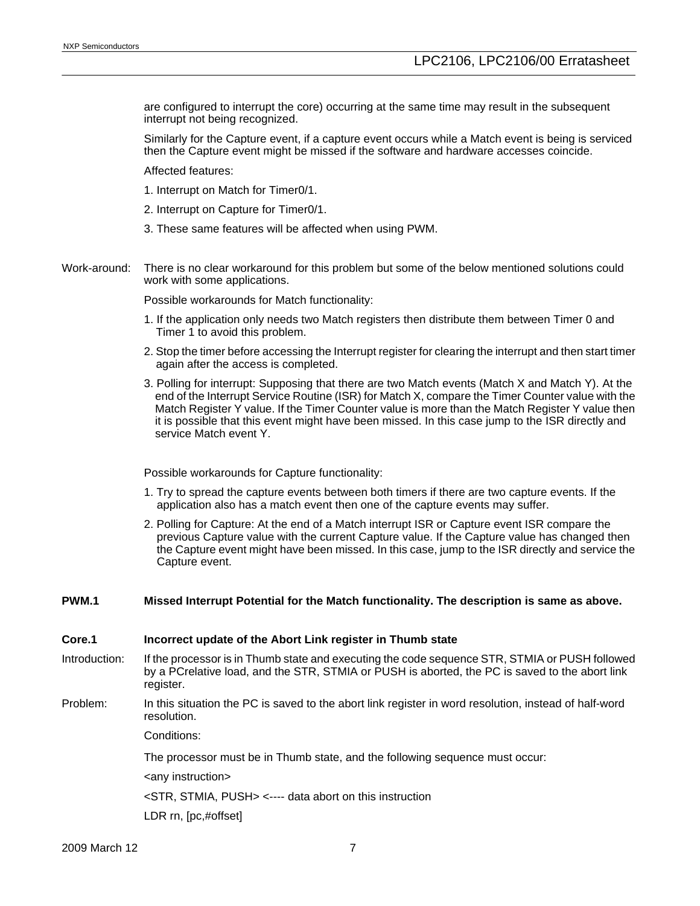are configured to interrupt the core) occurring at the same time may result in the subsequent interrupt not being recognized.

Similarly for the Capture event, if a capture event occurs while a Match event is being is serviced then the Capture event might be missed if the software and hardware accesses coincide.

Affected features:

1. Interrupt on Match for Timer0/1.
2. Interrupt on Capture for Timer0/1.
3. These same features will be affected when using PWM.

Work-around: There is no clear workaround for this problem but some of the below mentioned solutions could work with some applications.

Possible workarounds for Match functionality:

1. If the application only needs two Match registers then distribute them between Timer 0 and Timer 1 to avoid this problem.
2. Stop the timer before accessing the Interrupt register for clearing the interrupt and then start timer again after the access is completed.
3. Polling for interrupt: Supposing that there are two Match events (Match X and Match Y). At the end of the Interrupt Service Routine (ISR) for Match X, compare the Timer Counter value with the Match Register Y value. If the Timer Counter value is more than the Match Register Y value then it is possible that this event might have been missed. In this case jump to the ISR directly and service Match event Y.

Possible workarounds for Capture functionality:

1. Try to spread the capture events between both timers if there are two capture events. If the application also has a match event then one of the capture events may suffer.
2. Polling for Capture: At the end of a Match interrupt ISR or Capture event ISR compare the previous Capture value with the current Capture value. If the Capture value has changed then the Capture event might have been missed. In this case, jump to the ISR directly and service the Capture event.

**PWM.1 Missed Interrupt Potential for the Match functionality. The description is same as above.**

**Core.1 Incorrect update of the Abort Link register in Thumb state**

Introduction: If the processor is in Thumb state and executing the code sequence STR, STMIA or PUSH followed by a PCrelative load, and the STR, STMIA or PUSH is aborted, the PC is saved to the abort link register.

Problem: In this situation the PC is saved to the abort link register in word resolution, instead of half-word resolution.

Conditions:

The processor must be in Thumb state, and the following sequence must occur:

```
<any instruction>
<STR, STMIA, PUSH> <---- data abort on this instruction
LDR rn, [pc,#offset]
```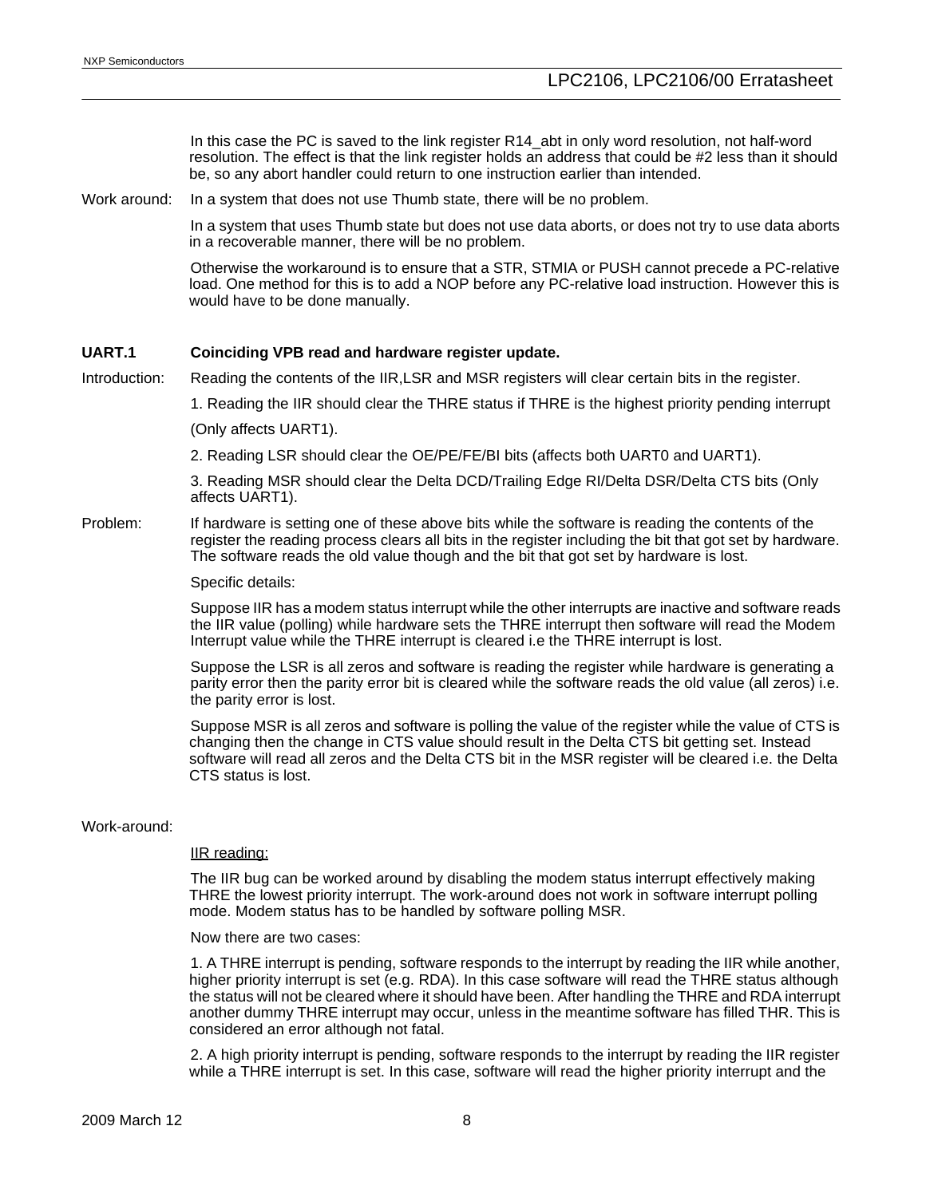In this case the PC is saved to the link register R14_abt in only word resolution, not half-word resolution. The effect is that the link register holds an address that could be #2 less than it should be, so any abort handler could return to one instruction earlier than intended.

Work around: In a system that does not use Thumb state, there will be no problem.

In a system that uses Thumb state but does not use data aborts, or does not try to use data aborts in a recoverable manner, there will be no problem.

Otherwise the workaround is to ensure that a STR, STMIA or PUSH cannot precede a PC-relative load. One method for this is to add a NOP before any PC-relative load instruction. However this is would have to be done manually.

**UART.1 Coinciding VPB read and hardware register update.**

Introduction: Reading the contents of the IIR,LSR and MSR registers will clear certain bits in the register.

1. Reading the IIR should clear the THRE status if THRE is the highest priority pending interrupt

(Only affects UART1).

2. Reading LSR should clear the OE/PE/FE/BI bits (affects both UART0 and UART1).

3. Reading MSR should clear the Delta DCD/Trailing Edge RI/Delta DSR/Delta CTS bits (Only affects UART1).

Problem: If hardware is setting one of these above bits while the software is reading the contents of the register the reading process clears all bits in the register including the bit that got set by hardware. The software reads the old value though and the bit that got set by hardware is lost.

Specific details:

Suppose IIR has a modem status interrupt while the other interrupts are inactive and software reads the IIR value (polling) while hardware sets the THRE interrupt then software will read the Modem Interrupt value while the THRE interrupt is cleared i.e the THRE interrupt is lost.

Suppose the LSR is all zeros and software is reading the register while hardware is generating a parity error then the parity error bit is cleared while the software reads the old value (all zeros) i.e. the parity error is lost.

Suppose MSR is all zeros and software is polling the value of the register while the value of CTS is changing then the change in CTS value should result in the Delta CTS bit getting set. Instead software will read all zeros and the Delta CTS bit in the MSR register will be cleared i.e. the Delta CTS status is lost.

Work-around:

IIR reading:

The IIR bug can be worked around by disabling the modem status interrupt effectively making THRE the lowest priority interrupt. The work-around does not work in software interrupt polling mode. Modem status has to be handled by software polling MSR.

Now there are two cases:

1. A THRE interrupt is pending, software responds to the interrupt by reading the IIR while another, higher priority interrupt is set (e.g. RDA). In this case software will read the THRE status although the status will not be cleared where it should have been. After handling the THRE and RDA interrupt another dummy THRE interrupt may occur, unless in the meantime software has filled THR. This is considered an error although not fatal.

2. A high priority interrupt is pending, software responds to the interrupt by reading the IIR register while a THRE interrupt is set. In this case, software will read the higher priority interrupt and the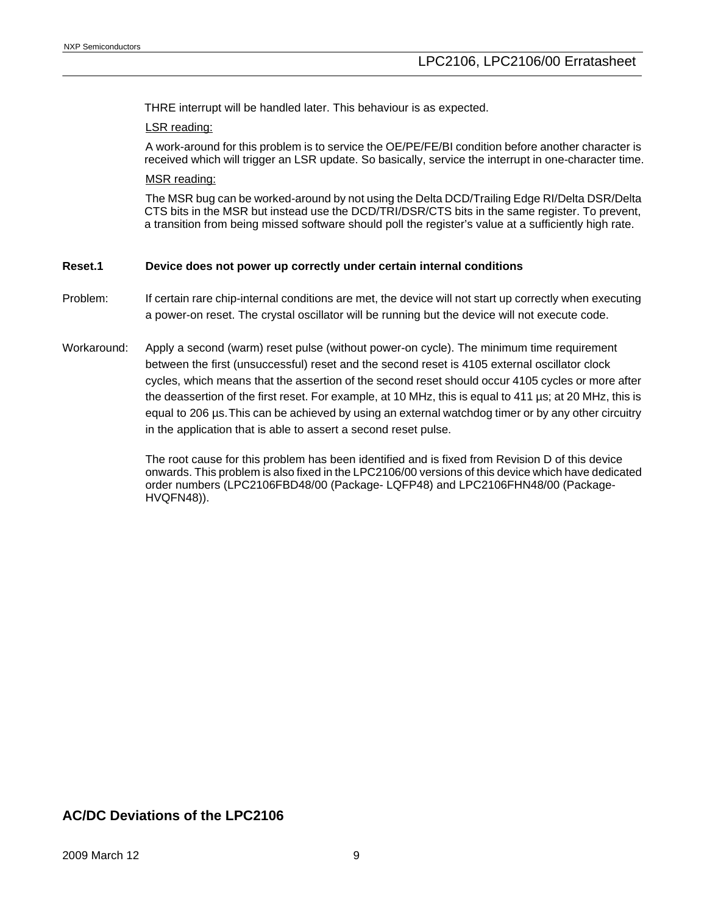THRE interrupt will be handled later. This behaviour is as expected.

LSR reading:

A work-around for this problem is to service the OE/PE/FE/BI condition before another character is received which will trigger an LSR update. So basically, service the interrupt in one-character time.

MSR reading:

The MSR bug can be worked-around by not using the Delta DCD/Trailing Edge RI/Delta DSR/Delta CTS bits in the MSR but instead use the DCD/TRI/DSR/CTS bits in the same register. To prevent, a transition from being missed software should poll the register's value at a sufficiently high rate.

**Reset.1 Device does not power up correctly under certain internal conditions**

Problem: If certain rare chip-internal conditions are met, the device will not start up correctly when executing a power-on reset. The crystal oscillator will be running but the device will not execute code.

Workaround: Apply a second (warm) reset pulse (without power-on cycle). The minimum time requirement between the first (unsuccessful) reset and the second reset is 4105 external oscillator clock cycles, which means that the assertion of the second reset should occur 4105 cycles or more after the deassertion of the first reset. For example, at 10 MHz, this is equal to 411 µs; at 20 MHz, this is equal to 206 µs. This can be achieved by using an external watchdog timer or by any other circuitry in the application that is able to assert a second reset pulse.

The root cause for this problem has been identified and is fixed from Revision D of this device onwards. This problem is also fixed in the LPC2106/00 versions of this device which have dedicated order numbers (LPC2106FBD48/00 (Package- LQFP48) and LPC2106FHN48/00 (Package- HVQFN48)).

## AC/DC Deviations of the LPC2106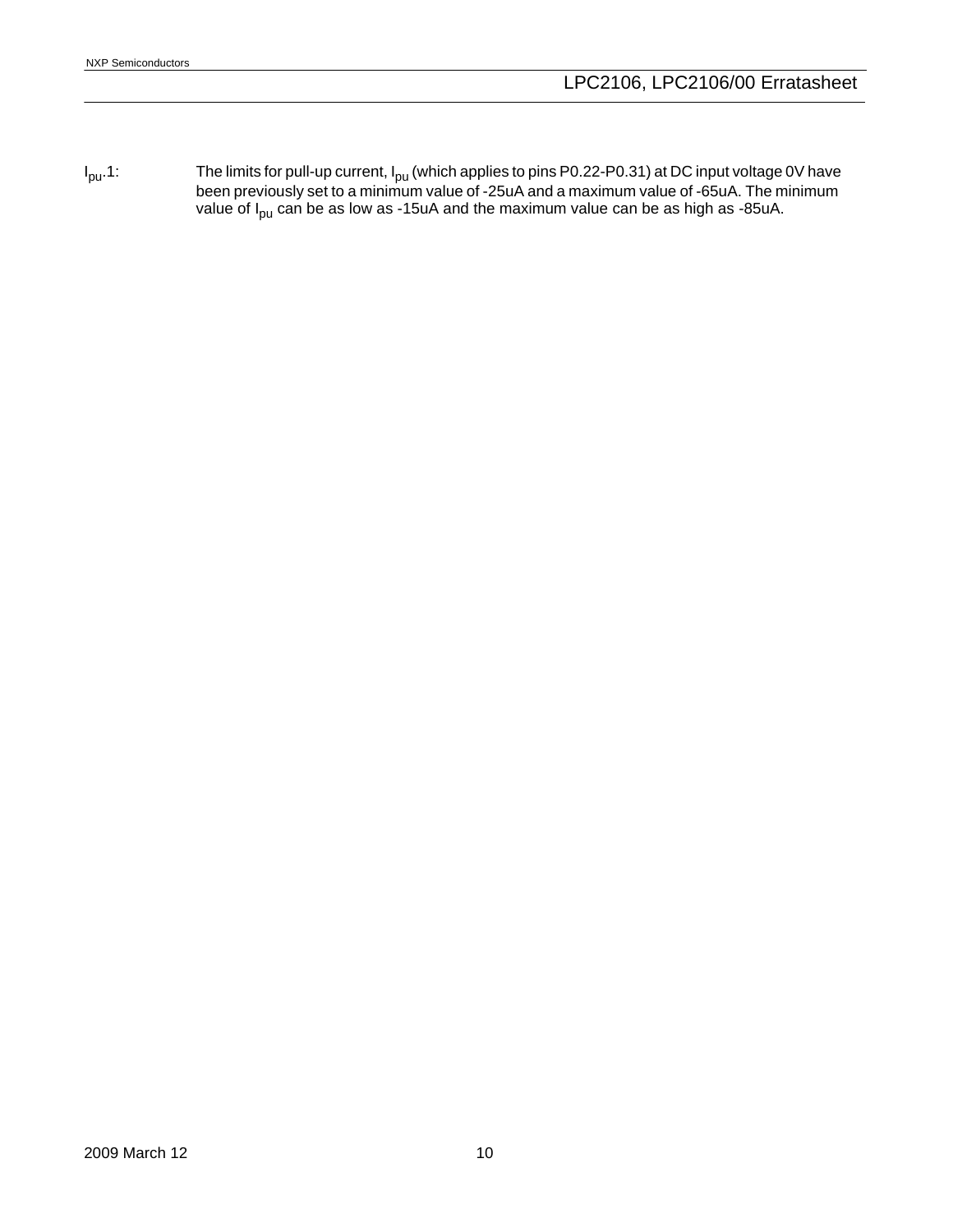$I_{pu}$.1: The limits for pull-up current, $I_{pu}$ (which applies to pins P0.22-P0.31) at DC input voltage 0V have been previously set to a minimum value of -25uA and a maximum value of -65uA. The minimum value of $I_{pu}$ can be as low as -15uA and the maximum value can be as high as -85uA.